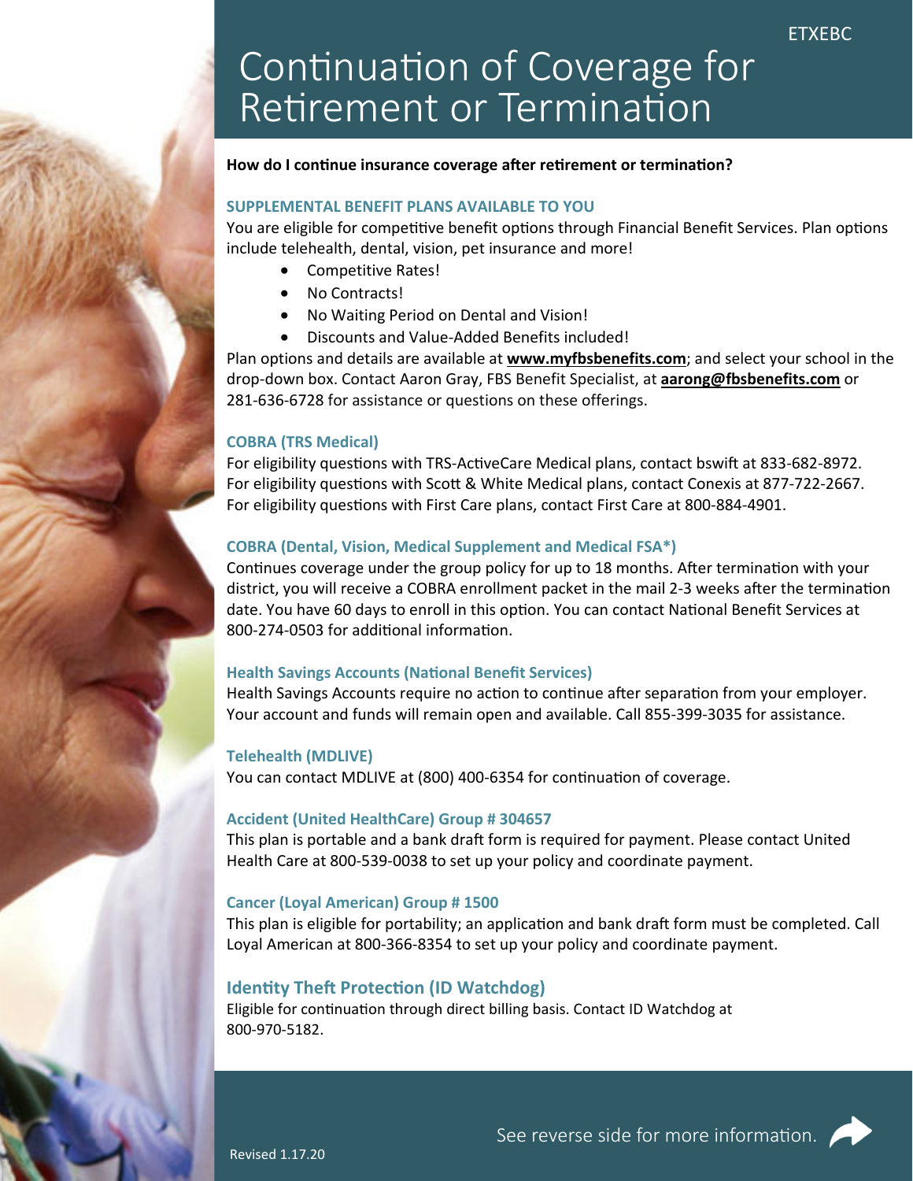ETXEBC

# Continuation of Coverage for Retirement or Termination

**How do I continue insurance coverage after retirement or termination?**

### SUPPLEMENTAL BENEFIT PLANS AVAILABLE TO YOU

You are eligible for competitive benefit options through Financial Benefit Services. Plan options include telehealth, dental, vision, pet insurance and more!

- Competitive Rates!
- No Contracts!
- No Waiting Period on Dental and Vision!
- Discounts and Value-Added Benefits included!

Plan options and details are available at **www.myfbsbenefits.com**; and select your school in the drop-down box. Contact Aaron Gray, FBS Benefit Specialist, at **aarong@fbsbenefits.com** or 281-636-6728 for assistance or questions on these offerings.

### COBRA (TRS Medical)

For eligibility questions with TRS-ActiveCare Medical plans, contact bswift at 833-682-8972.
For eligibility questions with Scott & White Medical plans, contact Conexis at 877-722-2667.
For eligibility questions with First Care plans, contact First Care at 800-884-4901.

### COBRA (Dental, Vision, Medical Supplement and Medical FSA*)

Continues coverage under the group policy for up to 18 months. After termination with your district, you will receive a COBRA enrollment packet in the mail 2-3 weeks after the termination date. You have 60 days to enroll in this option. You can contact National Benefit Services at 800-274-0503 for additional information.

### Health Savings Accounts (National Benefit Services)

Health Savings Accounts require no action to continue after separation from your employer. Your account and funds will remain open and available. Call 855-399-3035 for assistance.

### Telehealth (MDLIVE)

You can contact MDLIVE at (800) 400-6354 for continuation of coverage.

### Accident (United HealthCare) Group # 304657

This plan is portable and a bank draft form is required for payment. Please contact United Health Care at 800-539-0038 to set up your policy and coordinate payment.

### Cancer (Loyal American) Group # 1500

This plan is eligible for portability; an application and bank draft form must be completed. Call Loyal American at 800-366-8354 to set up your policy and coordinate payment.

### Identity Theft Protection (ID Watchdog)

Eligible for continuation through direct billing basis. Contact ID Watchdog at 800-970-5182.

See reverse side for more information.

Revised 1.17.20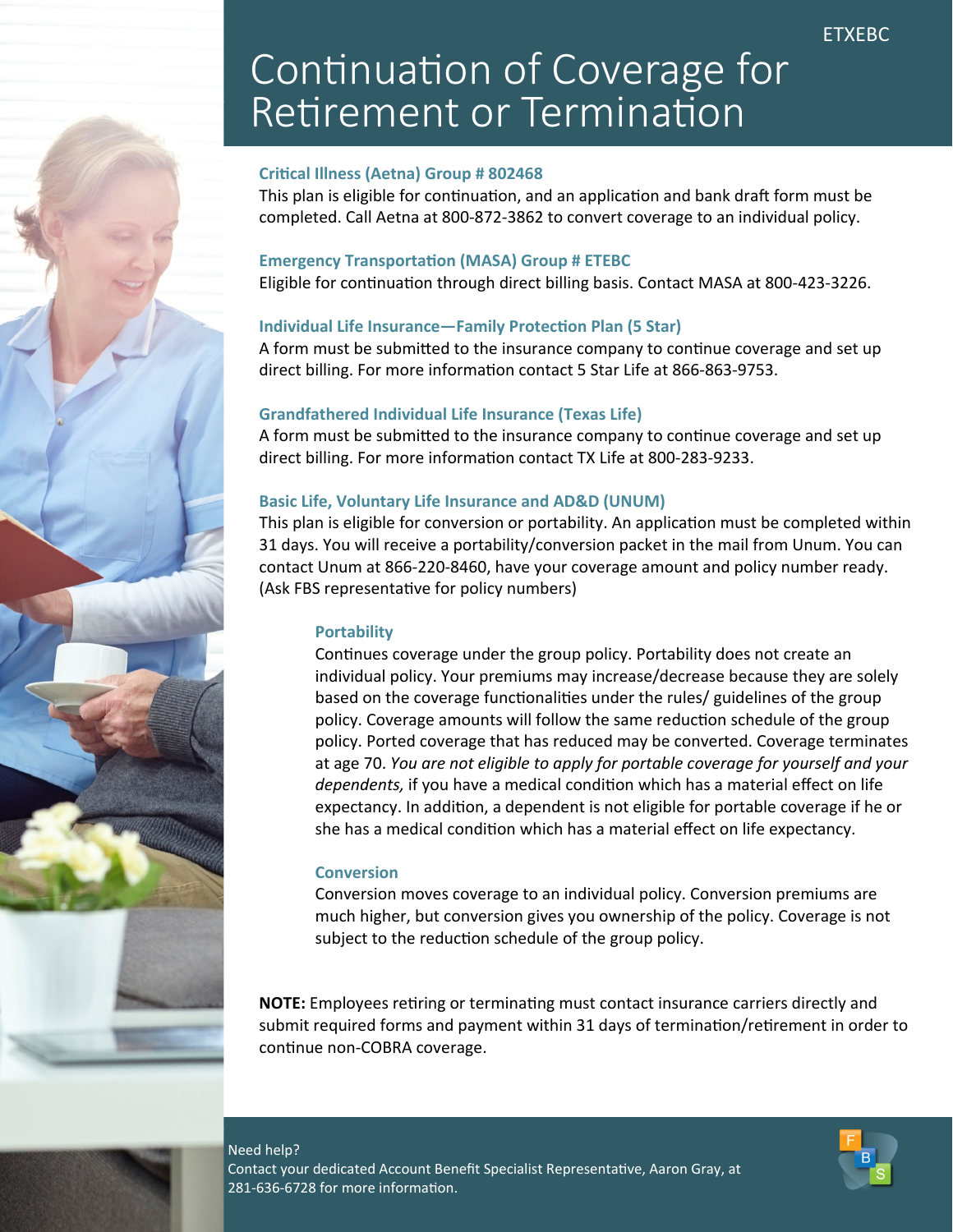ETXEBC

# Continuation of Coverage for Retirement or Termination

### Critical Illness (Aetna) Group # 802468

This plan is eligible for continuation, and an application and bank draft form must be completed. Call Aetna at 800-872-3862 to convert coverage to an individual policy.

### Emergency Transportation (MASA) Group # ETEBC

Eligible for continuation through direct billing basis. Contact MASA at 800-423-3226.

### Individual Life Insurance—Family Protection Plan (5 Star)

A form must be submitted to the insurance company to continue coverage and set up direct billing. For more information contact 5 Star Life at 866-863-9753.

### Grandfathered Individual Life Insurance (Texas Life)

A form must be submitted to the insurance company to continue coverage and set up direct billing. For more information contact TX Life at 800-283-9233.

### Basic Life, Voluntary Life Insurance and AD&D (UNUM)

This plan is eligible for conversion or portability. An application must be completed within 31 days. You will receive a portability/conversion packet in the mail from Unum. You can contact Unum at 866-220-8460, have your coverage amount and policy number ready. (Ask FBS representative for policy numbers)

#### Portability

Continues coverage under the group policy. Portability does not create an individual policy. Your premiums may increase/decrease because they are solely based on the coverage functionalities under the rules/ guidelines of the group policy. Coverage amounts will follow the same reduction schedule of the group policy. Ported coverage that has reduced may be converted. Coverage terminates at age 70. *You are not eligible to apply for portable coverage for yourself and your dependents,* if you have a medical condition which has a material effect on life expectancy. In addition, a dependent is not eligible for portable coverage if he or she has a medical condition which has a material effect on life expectancy.

#### Conversion

Conversion moves coverage to an individual policy. Conversion premiums are much higher, but conversion gives you ownership of the policy. Coverage is not subject to the reduction schedule of the group policy.

**NOTE:** Employees retiring or terminating must contact insurance carriers directly and submit required forms and payment within 31 days of termination/retirement in order to continue non-COBRA coverage.

Need help?
Contact your dedicated Account Benefit Specialist Representative, Aaron Gray, at 281-636-6728 for more information.